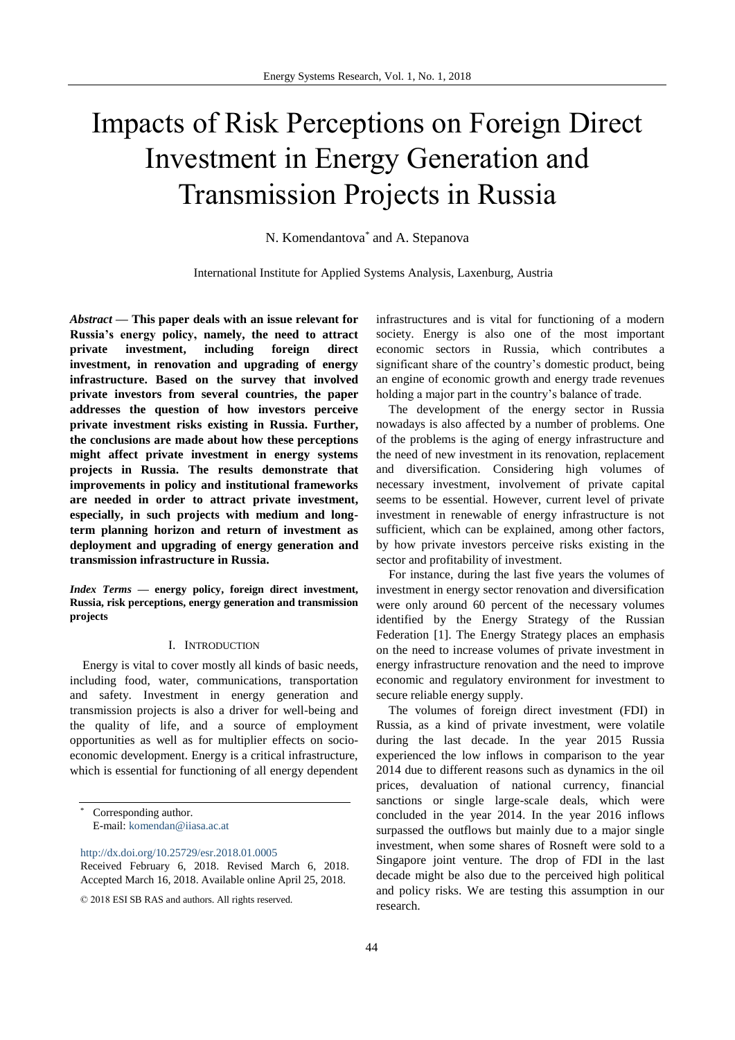# Impacts of Risk Perceptions on Foreign Direct Investment in Energy Generation and Transmission Projects in Russia

N. Komendantova* and A. Stepanova

International Institute for Applied Systems Analysis, Laxenburg, Austria

***Abstract* — This paper deals with an issue relevant for Russia's energy policy, namely, the need to attract private investment, including foreign direct investment, in renovation and upgrading of energy infrastructure. Based on the survey that involved private investors from several countries, the paper addresses the question of how investors perceive private investment risks existing in Russia. Further, the conclusions are made about how these perceptions might affect private investment in energy systems projects in Russia. The results demonstrate that improvements in policy and institutional frameworks are needed in order to attract private investment, especially, in such projects with medium and long-term planning horizon and return of investment as deployment and upgrading of energy generation and transmission infrastructure in Russia.**

***Index Terms* — energy policy, foreign direct investment, Russia, risk perceptions, energy generation and transmission projects**

## I. Introduction

Energy is vital to cover mostly all kinds of basic needs, including food, water, communications, transportation and safety. Investment in energy generation and transmission projects is also a driver for well-being and the quality of life, and a source of employment opportunities as well as for multiplier effects on socio-economic development. Energy is a critical infrastructure, which is essential for functioning of all energy dependent infrastructures and is vital for functioning of a modern society. Energy is also one of the most important economic sectors in Russia, which contributes a significant share of the country's domestic product, being an engine of economic growth and energy trade revenues holding a major part in the country's balance of trade.

The development of the energy sector in Russia nowadays is also affected by a number of problems. One of the problems is the aging of energy infrastructure and the need of new investment in its renovation, replacement and diversification. Considering high volumes of necessary investment, involvement of private capital seems to be essential. However, current level of private investment in renewable of energy infrastructure is not sufficient, which can be explained, among other factors, by how private investors perceive risks existing in the sector and profitability of investment.

For instance, during the last five years the volumes of investment in energy sector renovation and diversification were only around 60 percent of the necessary volumes identified by the Energy Strategy of the Russian Federation [1]. The Energy Strategy places an emphasis on the need to increase volumes of private investment in energy infrastructure renovation and the need to improve economic and regulatory environment for investment to secure reliable energy supply.

The volumes of foreign direct investment (FDI) in Russia, as a kind of private investment, were volatile during the last decade. In the year 2015 Russia experienced the low inflows in comparison to the year 2014 due to different reasons such as dynamics in the oil prices, devaluation of national currency, financial sanctions or single large-scale deals, which were concluded in the year 2014. In the year 2016 inflows surpassed the outflows but mainly due to a major single investment, when some shares of Rosneft were sold to a Singapore joint venture. The drop of FDI in the last decade might be also due to the perceived high political and policy risks. We are testing this assumption in our research.

---

\* Corresponding author.
E-mail: komendan@iiasa.ac.at

http://dx.doi.org/10.25729/esr.2018.01.0005
Received February 6, 2018. Revised March 6, 2018. Accepted March 16, 2018. Available online April 25, 2018.

© 2018 ESI SB RAS and authors. All rights reserved.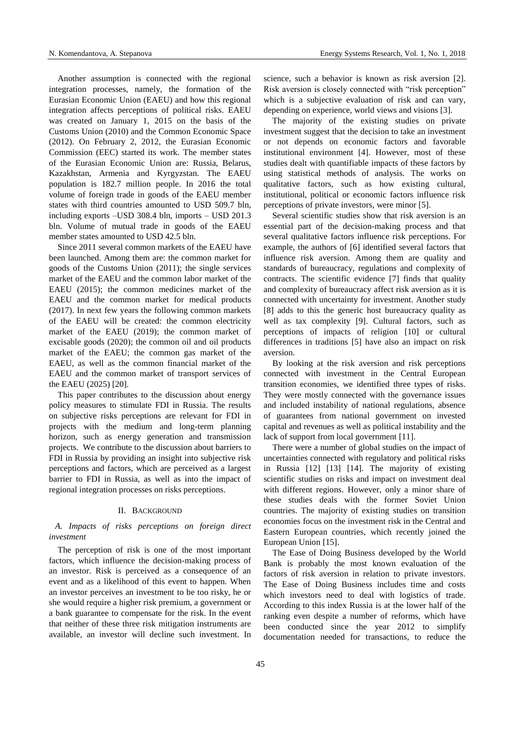Another assumption is connected with the regional integration processes, namely, the formation of the Eurasian Economic Union (EAEU) and how this regional integration affects perceptions of political risks. EAEU was created on January 1, 2015 on the basis of the Customs Union (2010) and the Common Economic Space (2012). On February 2, 2012, the Eurasian Economic Commission (EEC) started its work. The member states of the Eurasian Economic Union are: Russia, Belarus, Kazakhstan, Armenia and Kyrgyzstan. The EAEU population is 182.7 million people. In 2016 the total volume of foreign trade in goods of the EAEU member states with third countries amounted to USD 509.7 bln, including exports –USD 308.4 bln, imports – USD 201.3 bln. Volume of mutual trade in goods of the EAEU member states amounted to USD 42.5 bln.

Since 2011 several common markets of the EAEU have been launched. Among them are: the common market for goods of the Customs Union (2011); the single services market of the EAEU and the common labor market of the EAEU (2015); the common medicines market of the EAEU and the common market for medical products (2017). In next few years the following common markets of the EAEU will be created: the common electricity market of the EAEU (2019); the common market of excisable goods (2020); the common oil and oil products market of the EAEU; the common gas market of the EAEU, as well as the common financial market of the EAEU and the common market of transport services of the EAEU (2025) [20].

This paper contributes to the discussion about energy policy measures to stimulate FDI in Russia. The results on subjective risks perceptions are relevant for FDI in projects with the medium and long-term planning horizon, such as energy generation and transmission projects. We contribute to the discussion about barriers to FDI in Russia by providing an insight into subjective risk perceptions and factors, which are perceived as a largest barrier to FDI in Russia, as well as into the impact of regional integration processes on risks perceptions.

## II. Background

### *A. Impacts of risks perceptions on foreign direct investment*

The perception of risk is one of the most important factors, which influence the decision-making process of an investor. Risk is perceived as a consequence of an event and as a likelihood of this event to happen. When an investor perceives an investment to be too risky, he or she would require a higher risk premium, a government or a bank guarantee to compensate for the risk. In the event that neither of these three risk mitigation instruments are available, an investor will decline such investment. In science, such a behavior is known as risk aversion [2]. Risk aversion is closely connected with "risk perception" which is a subjective evaluation of risk and can vary, depending on experience, world views and visions [3].

The majority of the existing studies on private investment suggest that the decision to take an investment or not depends on economic factors and favorable institutional environment [4]. However, most of these studies dealt with quantifiable impacts of these factors by using statistical methods of analysis. The works on qualitative factors, such as how existing cultural, institutional, political or economic factors influence risk perceptions of private investors, were minor [5].

Several scientific studies show that risk aversion is an essential part of the decision-making process and that several qualitative factors influence risk perceptions. For example, the authors of [6] identified several factors that influence risk aversion. Among them are quality and standards of bureaucracy, regulations and complexity of contracts. The scientific evidence [7] finds that quality and complexity of bureaucracy affect risk aversion as it is connected with uncertainty for investment. Another study [8] adds to this the generic host bureaucracy quality as well as tax complexity [9]. Cultural factors, such as perceptions of impacts of religion [10] or cultural differences in traditions [5] have also an impact on risk aversion.

By looking at the risk aversion and risk perceptions connected with investment in the Central European transition economies, we identified three types of risks. They were mostly connected with the governance issues and included instability of national regulations, absence of guarantees from national government on invested capital and revenues as well as political instability and the lack of support from local government [11].

There were a number of global studies on the impact of uncertainties connected with regulatory and political risks in Russia [12] [13] [14]. The majority of existing scientific studies on risks and impact on investment deal with different regions. However, only a minor share of these studies deals with the former Soviet Union countries. The majority of existing studies on transition economies focus on the investment risk in the Central and Eastern European countries, which recently joined the European Union [15].

The Ease of Doing Business developed by the World Bank is probably the most known evaluation of the factors of risk aversion in relation to private investors. The Ease of Doing Business includes time and costs which investors need to deal with logistics of trade. According to this index Russia is at the lower half of the ranking even despite a number of reforms, which have been conducted since the year 2012 to simplify documentation needed for transactions, to reduce the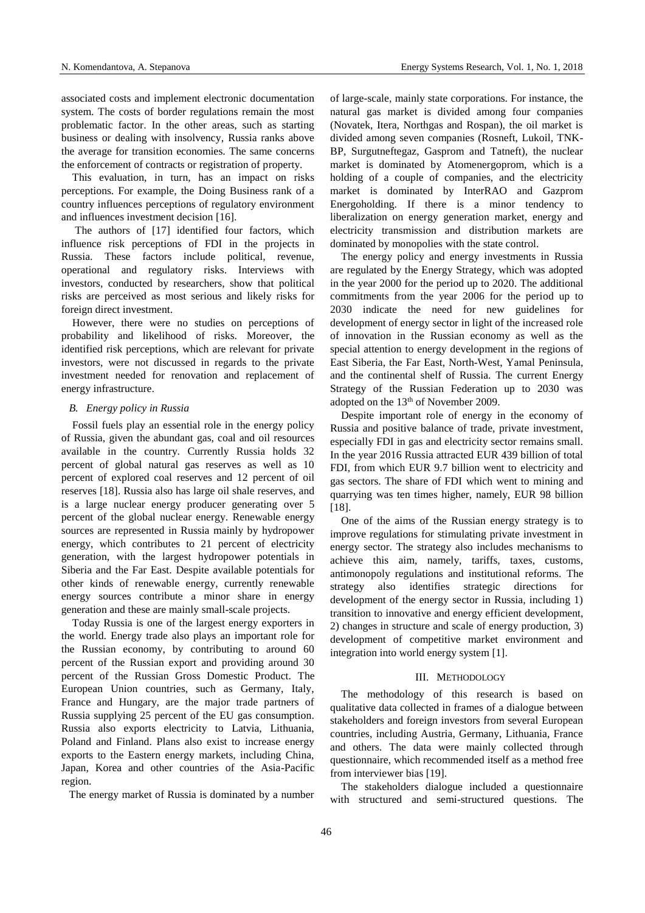associated costs and implement electronic documentation system. The costs of border regulations remain the most problematic factor. In the other areas, such as starting business or dealing with insolvency, Russia ranks above the average for transition economies. The same concerns the enforcement of contracts or registration of property.

This evaluation, in turn, has an impact on risks perceptions. For example, the Doing Business rank of a country influences perceptions of regulatory environment and influences investment decision [16].

The authors of [17] identified four factors, which influence risk perceptions of FDI in the projects in Russia. These factors include political, revenue, operational and regulatory risks. Interviews with investors, conducted by researchers, show that political risks are perceived as most serious and likely risks for foreign direct investment.

However, there were no studies on perceptions of probability and likelihood of risks. Moreover, the identified risk perceptions, which are relevant for private investors, were not discussed in regards to the private investment needed for renovation and replacement of energy infrastructure.

### *B. Energy policy in Russia*

Fossil fuels play an essential role in the energy policy of Russia, given the abundant gas, coal and oil resources available in the country. Currently Russia holds 32 percent of global natural gas reserves as well as 10 percent of explored coal reserves and 12 percent of oil reserves [18]. Russia also has large oil shale reserves, and is a large nuclear energy producer generating over 5 percent of the global nuclear energy. Renewable energy sources are represented in Russia mainly by hydropower energy, which contributes to 21 percent of electricity generation, with the largest hydropower potentials in Siberia and the Far East. Despite available potentials for other kinds of renewable energy, currently renewable energy sources contribute a minor share in energy generation and these are mainly small-scale projects.

Today Russia is one of the largest energy exporters in the world. Energy trade also plays an important role for the Russian economy, by contributing to around 60 percent of the Russian export and providing around 30 percent of the Russian Gross Domestic Product. The European Union countries, such as Germany, Italy, France and Hungary, are the major trade partners of Russia supplying 25 percent of the EU gas consumption. Russia also exports electricity to Latvia, Lithuania, Poland and Finland. Plans also exist to increase energy exports to the Eastern energy markets, including China, Japan, Korea and other countries of the Asia-Pacific region.

The energy market of Russia is dominated by a number of large-scale, mainly state corporations. For instance, the natural gas market is divided among four companies (Novatek, Itera, Northgas and Rospan), the oil market is divided among seven companies (Rosneft, Lukoil, TNK-BP, Surgutneftegaz, Gasprom and Tatneft), the nuclear market is dominated by Atomenergoprom, which is a holding of a couple of companies, and the electricity market is dominated by InterRAO and Gazprom Energoholding. If there is a minor tendency to liberalization on energy generation market, energy and electricity transmission and distribution markets are dominated by monopolies with the state control.

The energy policy and energy investments in Russia are regulated by the Energy Strategy, which was adopted in the year 2000 for the period up to 2020. The additional commitments from the year 2006 for the period up to 2030 indicate the need for new guidelines for development of energy sector in light of the increased role of innovation in the Russian economy as well as the special attention to energy development in the regions of East Siberia, the Far East, North-West, Yamal Peninsula, and the continental shelf of Russia. The current Energy Strategy of the Russian Federation up to 2030 was adopted on the 13th of November 2009.

Despite important role of energy in the economy of Russia and positive balance of trade, private investment, especially FDI in gas and electricity sector remains small. In the year 2016 Russia attracted EUR 439 billion of total FDI, from which EUR 9.7 billion went to electricity and gas sectors. The share of FDI which went to mining and quarrying was ten times higher, namely, EUR 98 billion [18].

One of the aims of the Russian energy strategy is to improve regulations for stimulating private investment in energy sector. The strategy also includes mechanisms to achieve this aim, namely, tariffs, taxes, customs, antimonopoly regulations and institutional reforms. The strategy also identifies strategic directions for development of the energy sector in Russia, including 1) transition to innovative and energy efficient development, 2) changes in structure and scale of energy production, 3) development of competitive market environment and integration into world energy system [1].

## III. Methodology

The methodology of this research is based on qualitative data collected in frames of a dialogue between stakeholders and foreign investors from several European countries, including Austria, Germany, Lithuania, France and others. The data were mainly collected through questionnaire, which recommended itself as a method free from interviewer bias [19].

The stakeholders dialogue included a questionnaire with structured and semi-structured questions. The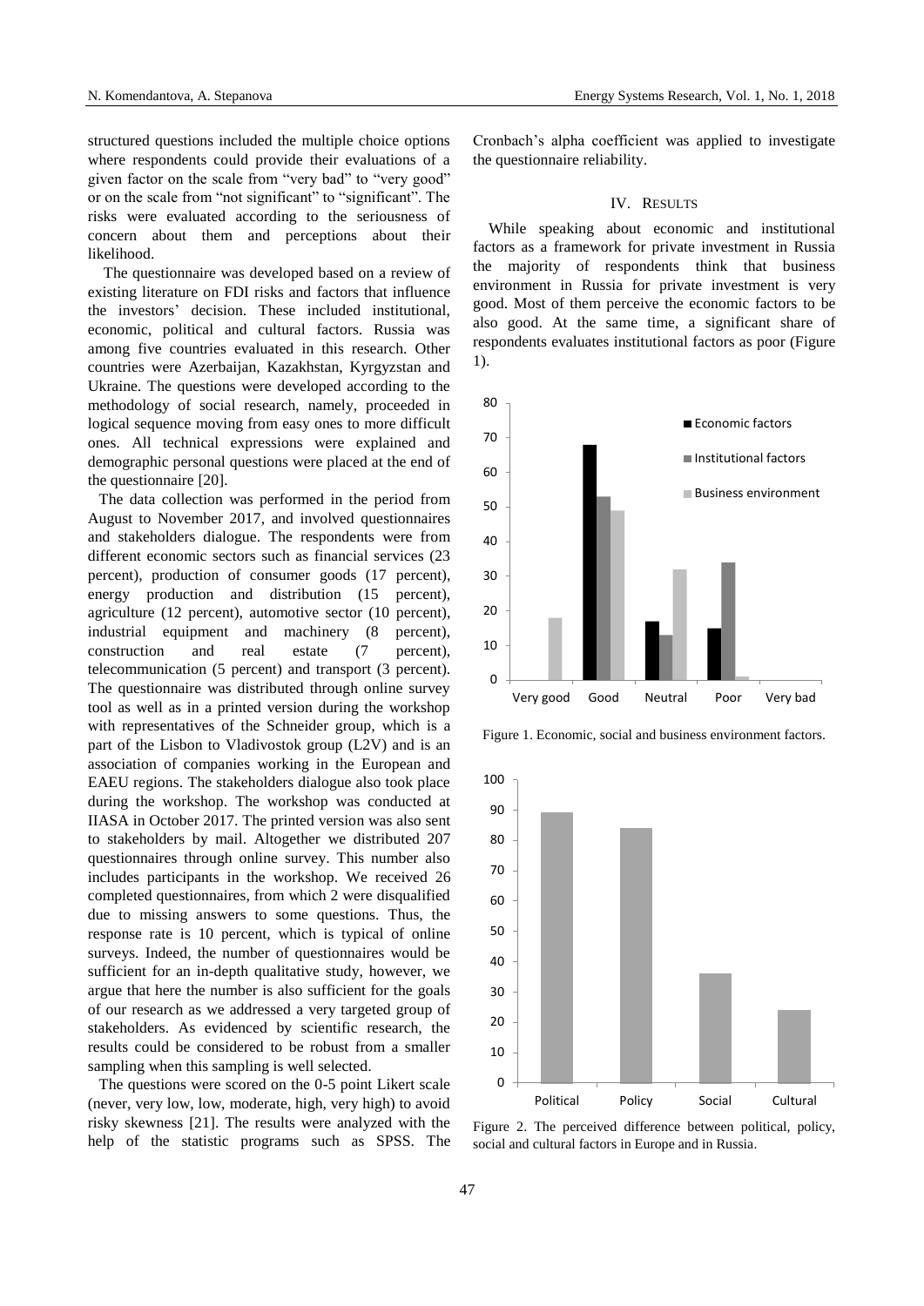structured questions included the multiple choice options where respondents could provide their evaluations of a given factor on the scale from "very bad" to "very good" or on the scale from "not significant" to "significant". The risks were evaluated according to the seriousness of concern about them and perceptions about their likelihood.

The questionnaire was developed based on a review of existing literature on FDI risks and factors that influence the investors' decision. These included institutional, economic, political and cultural factors. Russia was among five countries evaluated in this research. Other countries were Azerbaijan, Kazakhstan, Kyrgyzstan and Ukraine. The questions were developed according to the methodology of social research, namely, proceeded in logical sequence moving from easy ones to more difficult ones. All technical expressions were explained and demographic personal questions were placed at the end of the questionnaire [20].

The data collection was performed in the period from August to November 2017, and involved questionnaires and stakeholders dialogue. The respondents were from different economic sectors such as financial services (23 percent), production of consumer goods (17 percent), energy production and distribution (15 percent), agriculture (12 percent), automotive sector (10 percent), industrial equipment and machinery (8 percent), construction and real estate (7 percent), telecommunication (5 percent) and transport (3 percent). The questionnaire was distributed through online survey tool as well as in a printed version during the workshop with representatives of the Schneider group, which is a part of the Lisbon to Vladivostok group (L2V) and is an association of companies working in the European and EAEU regions. The stakeholders dialogue also took place during the workshop. The workshop was conducted at IIASA in October 2017. The printed version was also sent to stakeholders by mail. Altogether we distributed 207 questionnaires through online survey. This number also includes participants in the workshop. We received 26 completed questionnaires, from which 2 were disqualified due to missing answers to some questions. Thus, the response rate is 10 percent, which is typical of online surveys. Indeed, the number of questionnaires would be sufficient for an in-depth qualitative study, however, we argue that here the number is also sufficient for the goals of our research as we addressed a very targeted group of stakeholders. As evidenced by scientific research, the results could be considered to be robust from a smaller sampling when this sampling is well selected.

The questions were scored on the 0-5 point Likert scale (never, very low, low, moderate, high, very high) to avoid risky skewness [21]. The results were analyzed with the help of the statistic programs such as SPSS. The Cronbach's alpha coefficient was applied to investigate the questionnaire reliability.

## IV. RESULTS

While speaking about economic and institutional factors as a framework for private investment in Russia the majority of respondents think that business environment in Russia for private investment is very good. Most of them perceive the economic factors to be also good. At the same time, a significant share of respondents evaluates institutional factors as poor (Figure 1).

Figure 1. Economic, social and business environment factors.

Figure 2. The perceived difference between political, policy, social and cultural factors in Europe and in Russia.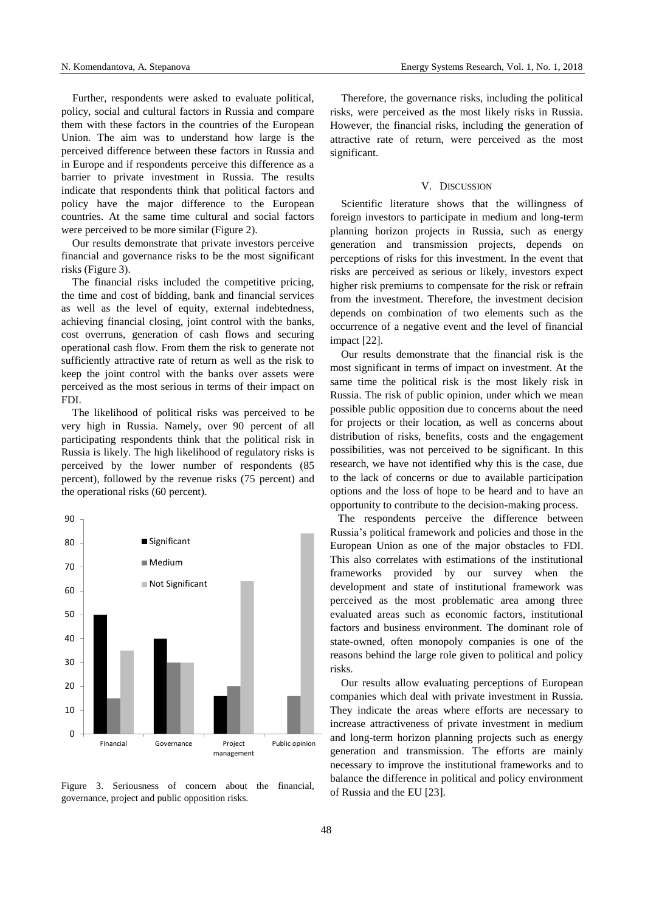Further, respondents were asked to evaluate political, policy, social and cultural factors in Russia and compare them with these factors in the countries of the European Union. The aim was to understand how large is the perceived difference between these factors in Russia and in Europe and if respondents perceive this difference as a barrier to private investment in Russia. The results indicate that respondents think that political factors and policy have the major difference to the European countries. At the same time cultural and social factors were perceived to be more similar (Figure 2).

Our results demonstrate that private investors perceive financial and governance risks to be the most significant risks (Figure 3).

The financial risks included the competitive pricing, the time and cost of bidding, bank and financial services as well as the level of equity, external indebtedness, achieving financial closing, joint control with the banks, cost overruns, generation of cash flows and securing operational cash flow. From them the risk to generate not sufficiently attractive rate of return as well as the risk to keep the joint control with the banks over assets were perceived as the most serious in terms of their impact on FDI.

The likelihood of political risks was perceived to be very high in Russia. Namely, over 90 percent of all participating respondents think that the political risk in Russia is likely. The high likelihood of regulatory risks is perceived by the lower number of respondents (85 percent), followed by the revenue risks (75 percent) and the operational risks (60 percent).

Figure 3. Seriousness of concern about the financial, governance, project and public opposition risks.

Therefore, the governance risks, including the political risks, were perceived as the most likely risks in Russia. However, the financial risks, including the generation of attractive rate of return, were perceived as the most significant.

## V. Discussion

Scientific literature shows that the willingness of foreign investors to participate in medium and long-term planning horizon projects in Russia, such as energy generation and transmission projects, depends on perceptions of risks for this investment. In the event that risks are perceived as serious or likely, investors expect higher risk premiums to compensate for the risk or refrain from the investment. Therefore, the investment decision depends on combination of two elements such as the occurrence of a negative event and the level of financial impact [22].

Our results demonstrate that the financial risk is the most significant in terms of impact on investment. At the same time the political risk is the most likely risk in Russia. The risk of public opinion, under which we mean possible public opposition due to concerns about the need for projects or their location, as well as concerns about distribution of risks, benefits, costs and the engagement possibilities, was not perceived to be significant. In this research, we have not identified why this is the case, due to the lack of concerns or due to available participation options and the loss of hope to be heard and to have an opportunity to contribute to the decision-making process.

The respondents perceive the difference between Russia's political framework and policies and those in the European Union as one of the major obstacles to FDI. This also correlates with estimations of the institutional frameworks provided by our survey when the development and state of institutional framework was perceived as the most problematic area among three evaluated areas such as economic factors, institutional factors and business environment. The dominant role of state-owned, often monopoly companies is one of the reasons behind the large role given to political and policy risks.

Our results allow evaluating perceptions of European companies which deal with private investment in Russia. They indicate the areas where efforts are necessary to increase attractiveness of private investment in medium and long-term horizon planning projects such as energy generation and transmission. The efforts are mainly necessary to improve the institutional frameworks and to balance the difference in political and policy environment of Russia and the EU [23].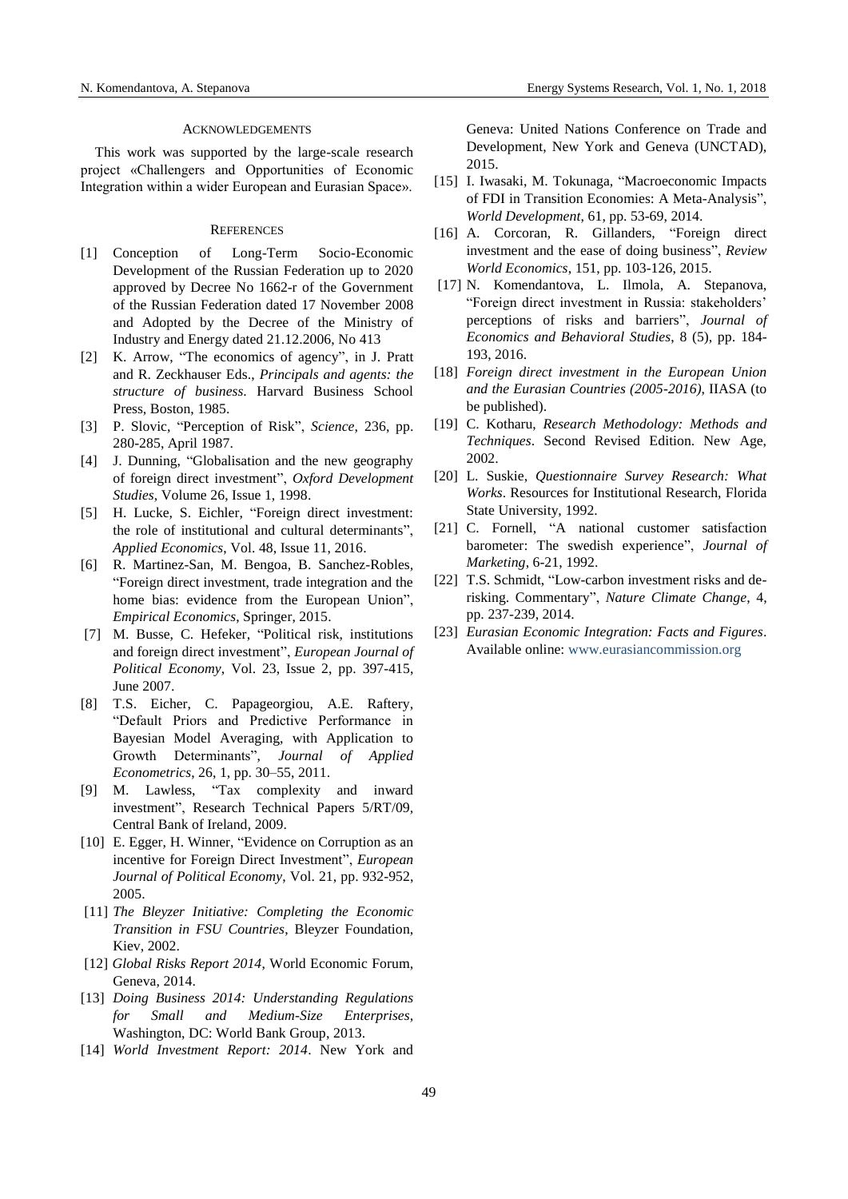## Acknowledgements

This work was supported by the large-scale research project «Challengers and Opportunities of Economic Integration within a wider European and Eurasian Space».

## References

[1] Conception of Long-Term Socio-Economic Development of the Russian Federation up to 2020 approved by Decree No 1662-r of the Government of the Russian Federation dated 17 November 2008 and Adopted by the Decree of the Ministry of Industry and Energy dated 21.12.2006, No 413

[2] K. Arrow, "The economics of agency", in J. Pratt and R. Zeckhauser Eds., *Principals and agents: the structure of business.* Harvard Business School Press, Boston, 1985.

[3] P. Slovic, "Perception of Risk", *Science*, 236, pp. 280-285, April 1987.

[4] J. Dunning, "Globalisation and the new geography of foreign direct investment", *Oxford Development Studies*, Volume 26, Issue 1, 1998.

[5] H. Lucke, S. Eichler, "Foreign direct investment: the role of institutional and cultural determinants", *Applied Economics*, Vol. 48, Issue 11, 2016.

[6] R. Martinez-San, M. Bengoa, B. Sanchez-Robles, "Foreign direct investment, trade integration and the home bias: evidence from the European Union", *Empirical Economics*, Springer, 2015.

[7] M. Busse, C. Hefeker, "Political risk, institutions and foreign direct investment", *European Journal of Political Economy*, Vol. 23, Issue 2, pp. 397-415, June 2007.

[8] T.S. Eicher, C. Papageorgiou, A.E. Raftery, "Default Priors and Predictive Performance in Bayesian Model Averaging, with Application to Growth Determinants", *Journal of Applied Econometrics*, 26, 1, pp. 30–55, 2011.

[9] M. Lawless, "Tax complexity and inward investment", Research Technical Papers 5/RT/09, Central Bank of Ireland, 2009.

[10] E. Egger, H. Winner, "Evidence on Corruption as an incentive for Foreign Direct Investment", *European Journal of Political Economy*, Vol. 21, pp. 932-952, 2005.

[11] *The Bleyzer Initiative: Completing the Economic Transition in FSU Countries*, Bleyzer Foundation, Kiev, 2002.

[12] *Global Risks Report 2014*, World Economic Forum, Geneva, 2014.

[13] *Doing Business 2014: Understanding Regulations for Small and Medium-Size Enterprises*, Washington, DC: World Bank Group, 2013.

[14] *World Investment Report: 2014*. New York and Geneva: United Nations Conference on Trade and Development, New York and Geneva (UNCTAD), 2015.

[15] I. Iwasaki, M. Tokunaga, "Macroeconomic Impacts of FDI in Transition Economies: A Meta-Analysis", *World Development*, 61, pp. 53-69, 2014.

[16] A. Corcoran, R. Gillanders, "Foreign direct investment and the ease of doing business", *Review World Economics*, 151, pp. 103-126, 2015.

[17] N. Komendantova, L. Ilmola, A. Stepanova, "Foreign direct investment in Russia: stakeholders' perceptions of risks and barriers", *Journal of Economics and Behavioral Studies*, 8 (5), pp. 184-193, 2016.

[18] *Foreign direct investment in the European Union and the Eurasian Countries (2005-2016)*, IIASA (to be published).

[19] C. Kotharu, *Research Methodology: Methods and Techniques*. Second Revised Edition. New Age, 2002.

[20] L. Suskie, *Questionnaire Survey Research: What Works*. Resources for Institutional Research, Florida State University, 1992.

[21] C. Fornell, "A national customer satisfaction barometer: The swedish experience", *Journal of Marketing*, 6-21, 1992.

[22] T.S. Schmidt, "Low-carbon investment risks and de-risking. Commentary", *Nature Climate Change*, 4, pp. 237-239, 2014.

[23] *Eurasian Economic Integration: Facts and Figures*. Available online: www.eurasiancommission.org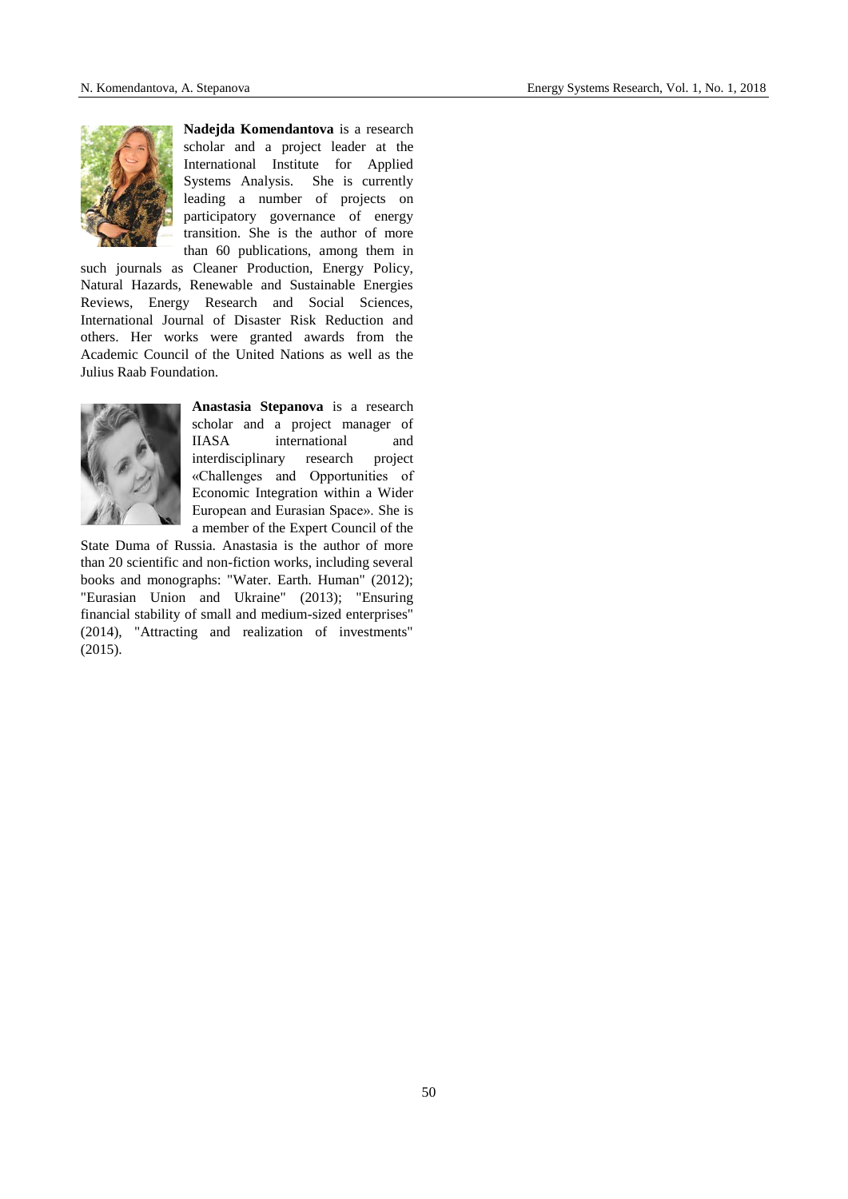**Nadejda Komendantova** is a research scholar and a project leader at the International Institute for Applied Systems Analysis. She is currently leading a number of projects on participatory governance of energy transition. She is the author of more than 60 publications, among them in such journals as Cleaner Production, Energy Policy, Natural Hazards, Renewable and Sustainable Energies Reviews, Energy Research and Social Sciences, International Journal of Disaster Risk Reduction and others. Her works were granted awards from the Academic Council of the United Nations as well as the Julius Raab Foundation.

**Anastasia Stepanova** is a research scholar and a project manager of IIASA international and interdisciplinary research project «Challenges and Opportunities of Economic Integration within a Wider European and Eurasian Space». She is a member of the Expert Council of the State Duma of Russia. Anastasia is the author of more than 20 scientific and non-fiction works, including several books and monographs: "Water. Earth. Human" (2012); "Eurasian Union and Ukraine" (2013); "Ensuring financial stability of small and medium-sized enterprises" (2014), "Attracting and realization of investments" (2015).